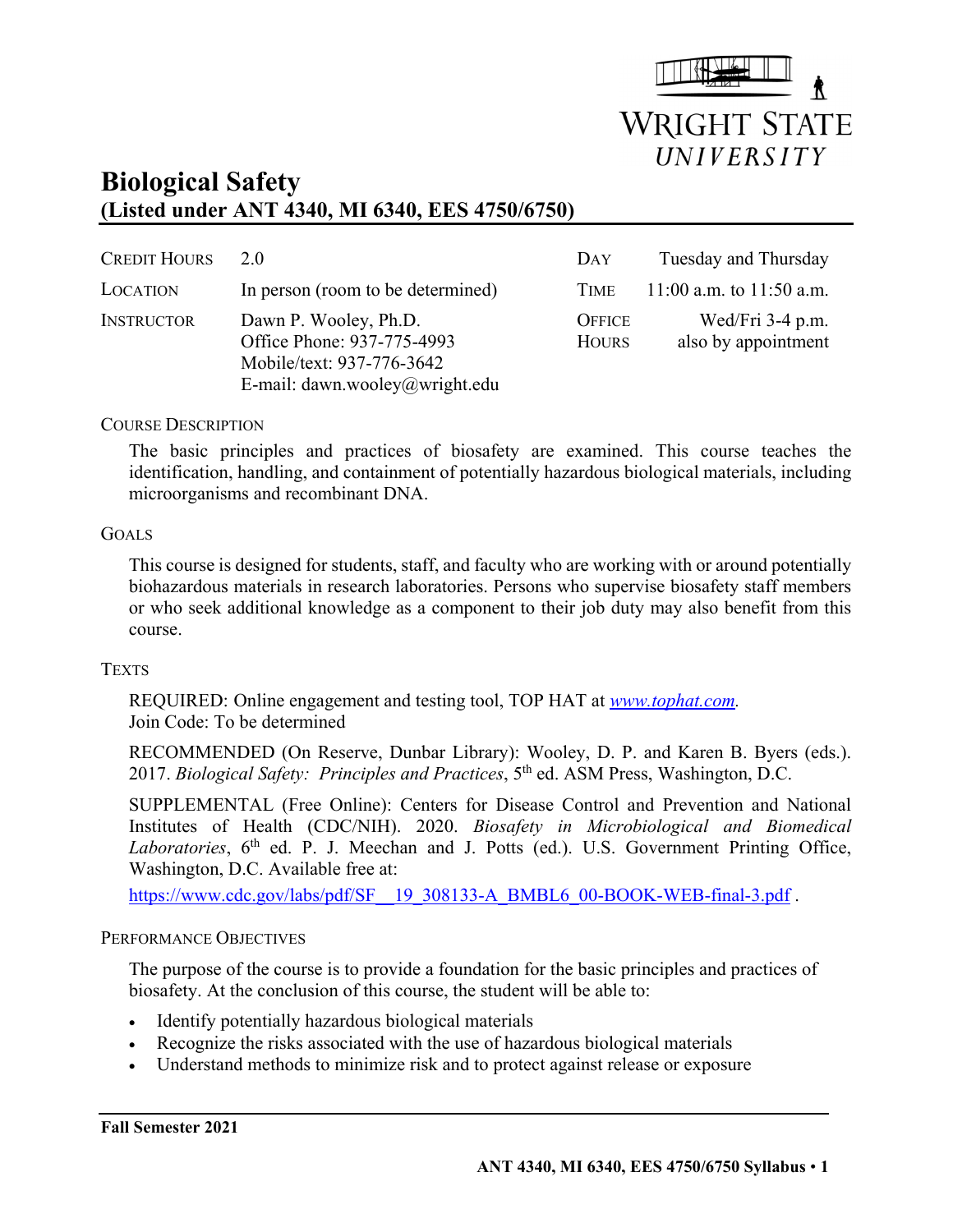# Biological Safety
## (Listed under ANT 4340, MI 6340, EES 4750/6750)

| | | | |
|---|---|---|---|
| CREDIT HOURS | 2.0 | DAY | Tuesday and Thursday |
| LOCATION | In person (room to be determined) | TIME | 11:00 a.m. to 11:50 a.m. |
| INSTRUCTOR | Dawn P. Wooley, Ph.D.<br>Office Phone: 937-775-4993<br>Mobile/text: 937-776-3642<br>E-mail: dawn.wooley@wright.edu | OFFICE HOURS | Wed/Fri 3-4 p.m.<br>also by appointment |

### COURSE DESCRIPTION

The basic principles and practices of biosafety are examined. This course teaches the identification, handling, and containment of potentially hazardous biological materials, including microorganisms and recombinant DNA.

### GOALS

This course is designed for students, staff, and faculty who are working with or around potentially biohazardous materials in research laboratories. Persons who supervise biosafety staff members or who seek additional knowledge as a component to their job duty may also benefit from this course.

### TEXTS

REQUIRED: Online engagement and testing tool, TOP HAT at *www.tophat.com*.
Join Code: To be determined

RECOMMENDED (On Reserve, Dunbar Library): Wooley, D. P. and Karen B. Byers (eds.). 2017. *Biological Safety: Principles and Practices*, 5th ed. ASM Press, Washington, D.C.

SUPPLEMENTAL (Free Online): Centers for Disease Control and Prevention and National Institutes of Health (CDC/NIH). 2020. *Biosafety in Microbiological and Biomedical Laboratories*, 6th ed. P. J. Meechan and J. Potts (ed.). U.S. Government Printing Office, Washington, D.C. Available free at:

https://www.cdc.gov/labs/pdf/SF__19_308133-A_BMBL6_00-BOOK-WEB-final-3.pdf .

### PERFORMANCE OBJECTIVES

The purpose of the course is to provide a foundation for the basic principles and practices of biosafety. At the conclusion of this course, the student will be able to:

- Identify potentially hazardous biological materials
- Recognize the risks associated with the use of hazardous biological materials
- Understand methods to minimize risk and to protect against release or exposure

**Fall Semester 2021**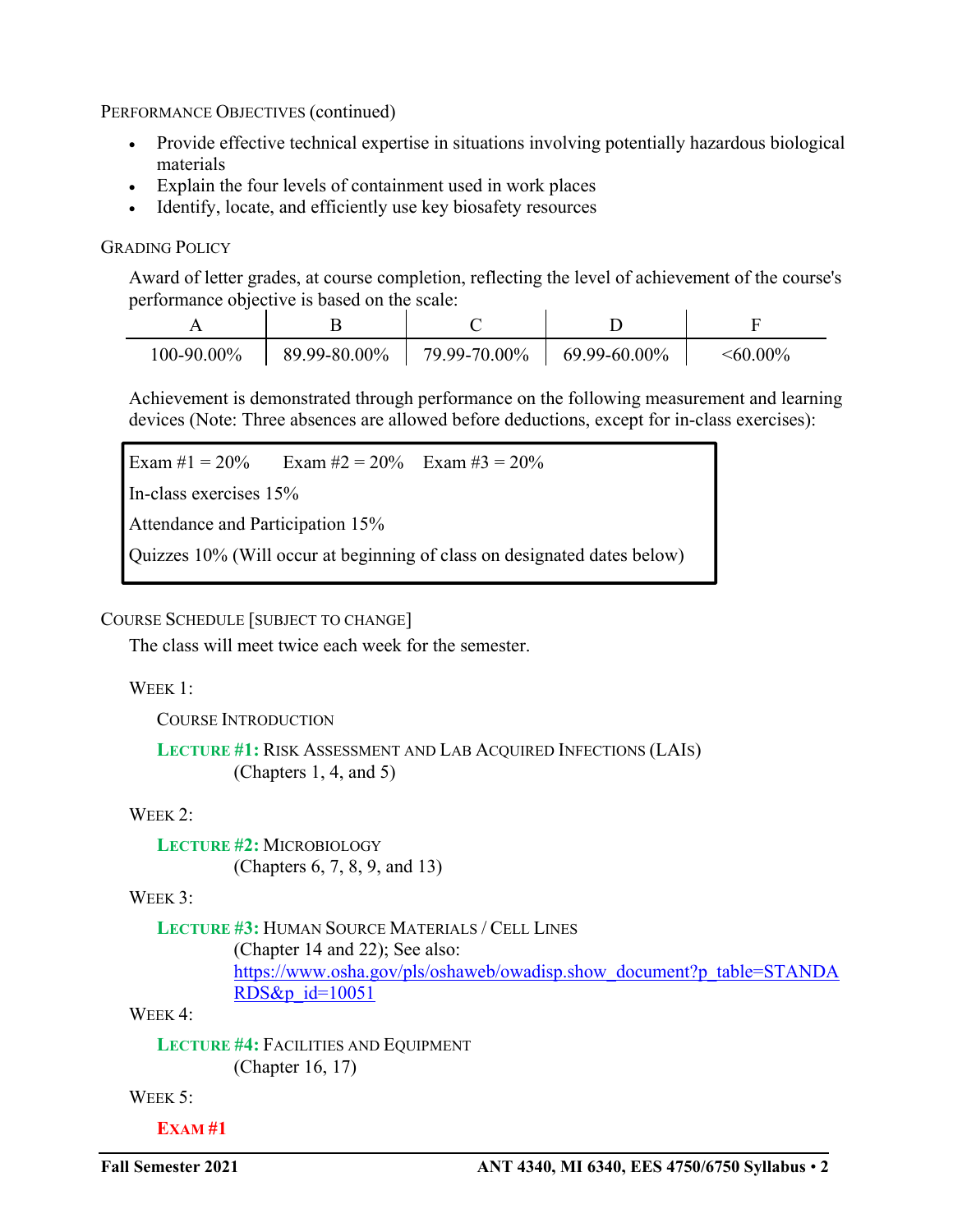PERFORMANCE OBJECTIVES (continued)

- Provide effective technical expertise in situations involving potentially hazardous biological materials
- Explain the four levels of containment used in work places
- Identify, locate, and efficiently use key biosafety resources

GRADING POLICY

Award of letter grades, at course completion, reflecting the level of achievement of the course's performance objective is based on the scale:

| A | B | C | D | F |
|---|---|---|---|---|
| 100-90.00% | 89.99-80.00% | 79.99-70.00% | 69.99-60.00% | <60.00% |

Achievement is demonstrated through performance on the following measurement and learning devices (Note: Three absences are allowed before deductions, except for in-class exercises):

Exam #1 = 20%     Exam #2 = 20%     Exam #3 = 20%

In-class exercises 15%

Attendance and Participation 15%

Quizzes 10% (Will occur at beginning of class on designated dates below)

COURSE SCHEDULE [SUBJECT TO CHANGE]

The class will meet twice each week for the semester.

WEEK 1:

COURSE INTRODUCTION

**LECTURE #1:** RISK ASSESSMENT AND LAB ACQUIRED INFECTIONS (LAIs)
(Chapters 1, 4, and 5)

WEEK 2:

**LECTURE #2:** MICROBIOLOGY
(Chapters 6, 7, 8, 9, and 13)

WEEK 3:

**LECTURE #3:** HUMAN SOURCE MATERIALS / CELL LINES
(Chapter 14 and 22); See also: https://www.osha.gov/pls/oshaweb/owadisp.show_document?p_table=STANDARDS&p_id=10051

WEEK 4:

**LECTURE #4:** FACILITIES AND EQUIPMENT
(Chapter 16, 17)

WEEK 5:

**EXAM #1**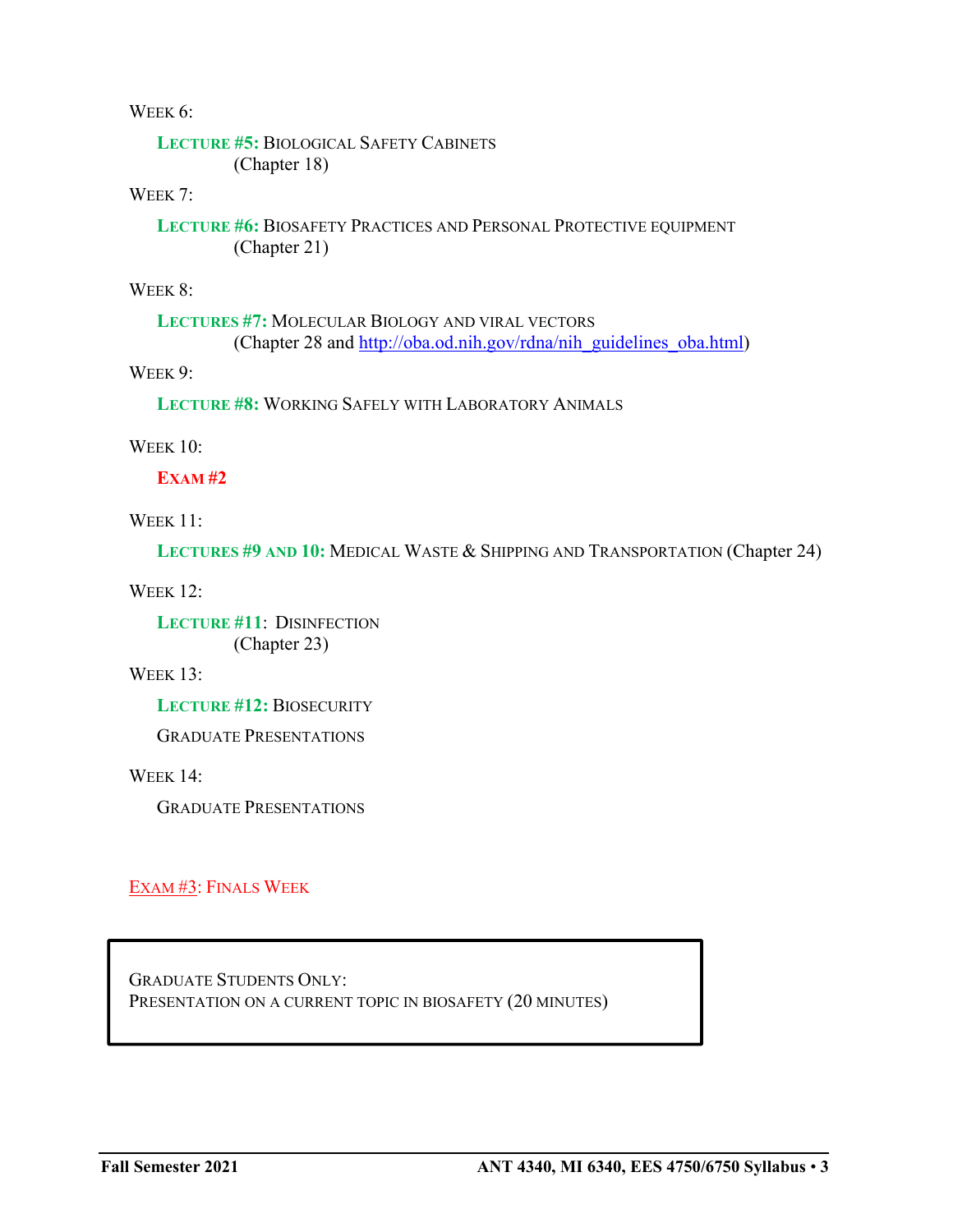Week 6:

**Lecture #5:** Biological Safety Cabinets
(Chapter 18)

Week 7:

**Lecture #6:** Biosafety Practices and Personal Protective equipment
(Chapter 21)

Week 8:

**Lectures #7:** Molecular Biology and viral vectors
(Chapter 28 and http://oba.od.nih.gov/rdna/nih_guidelines_oba.html)

Week 9:

**Lecture #8:** Working Safely with Laboratory Animals

Week 10:

**Exam #2**

Week 11:

**Lectures #9 and 10:** Medical Waste & Shipping and Transportation (Chapter 24)

Week 12:

**Lecture #11**: Disinfection
(Chapter 23)

Week 13:

**Lecture #12:** Biosecurity

Graduate Presentations

Week 14:

Graduate Presentations

Exam #3: Finals Week

Graduate Students Only:
Presentation on a current topic in biosafety (20 minutes)